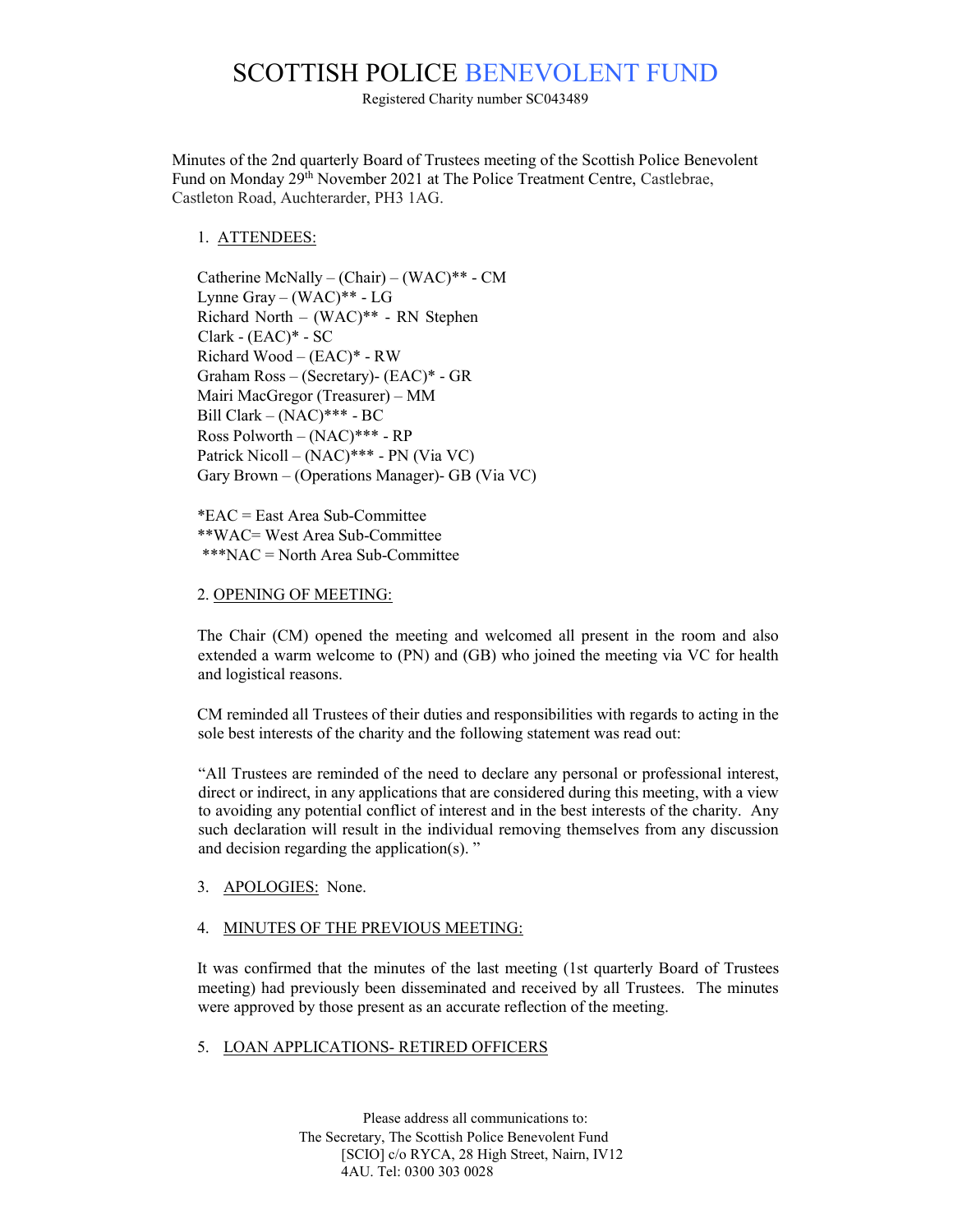# SCOTTISH POLICE BENEVOLENT FUND

Registered Charity number SC043489

Minutes of the 2nd quarterly Board of Trustees meeting of the Scottish Police Benevolent Fund on Monday 29th November 2021 at The Police Treatment Centre, Castlebrae, Castleton Road, Auchterarder, PH3 1AG.

1. ATTENDEES:

Catherine McNally – (Chair) – (WAC)** - CM
Lynne Gray – (WAC)** - LG
Richard North – (WAC)** - RN
Stephen Clark - (EAC)* - SC
Richard Wood – (EAC)* - RW
Graham Ross – (Secretary)- (EAC)* - GR
Mairi MacGregor (Treasurer) – MM
Bill Clark – (NAC)*** - BC
Ross Polworth – (NAC)*** - RP
Patrick Nicoll – (NAC)*** - PN (Via VC)
Gary Brown – (Operations Manager)- GB (Via VC)

*EAC = East Area Sub-Committee
**WAC= West Area Sub-Committee
***NAC = North Area Sub-Committee

2. OPENING OF MEETING:

The Chair (CM) opened the meeting and welcomed all present in the room and also extended a warm welcome to (PN) and (GB) who joined the meeting via VC for health and logistical reasons.

CM reminded all Trustees of their duties and responsibilities with regards to acting in the sole best interests of the charity and the following statement was read out:

"All Trustees are reminded of the need to declare any personal or professional interest, direct or indirect, in any applications that are considered during this meeting, with a view to avoiding any potential conflict of interest and in the best interests of the charity. Any such declaration will result in the individual removing themselves from any discussion and decision regarding the application(s). "

3. APOLOGIES: None.

4. MINUTES OF THE PREVIOUS MEETING:

It was confirmed that the minutes of the last meeting (1st quarterly Board of Trustees meeting) had previously been disseminated and received by all Trustees. The minutes were approved by those present as an accurate reflection of the meeting.

5. LOAN APPLICATIONS- RETIRED OFFICERS

Please address all communications to:
The Secretary, The Scottish Police Benevolent Fund
[SCIO] c/o RYCA, 28 High Street, Nairn, IV12 4AU. Tel: 0300 303 0028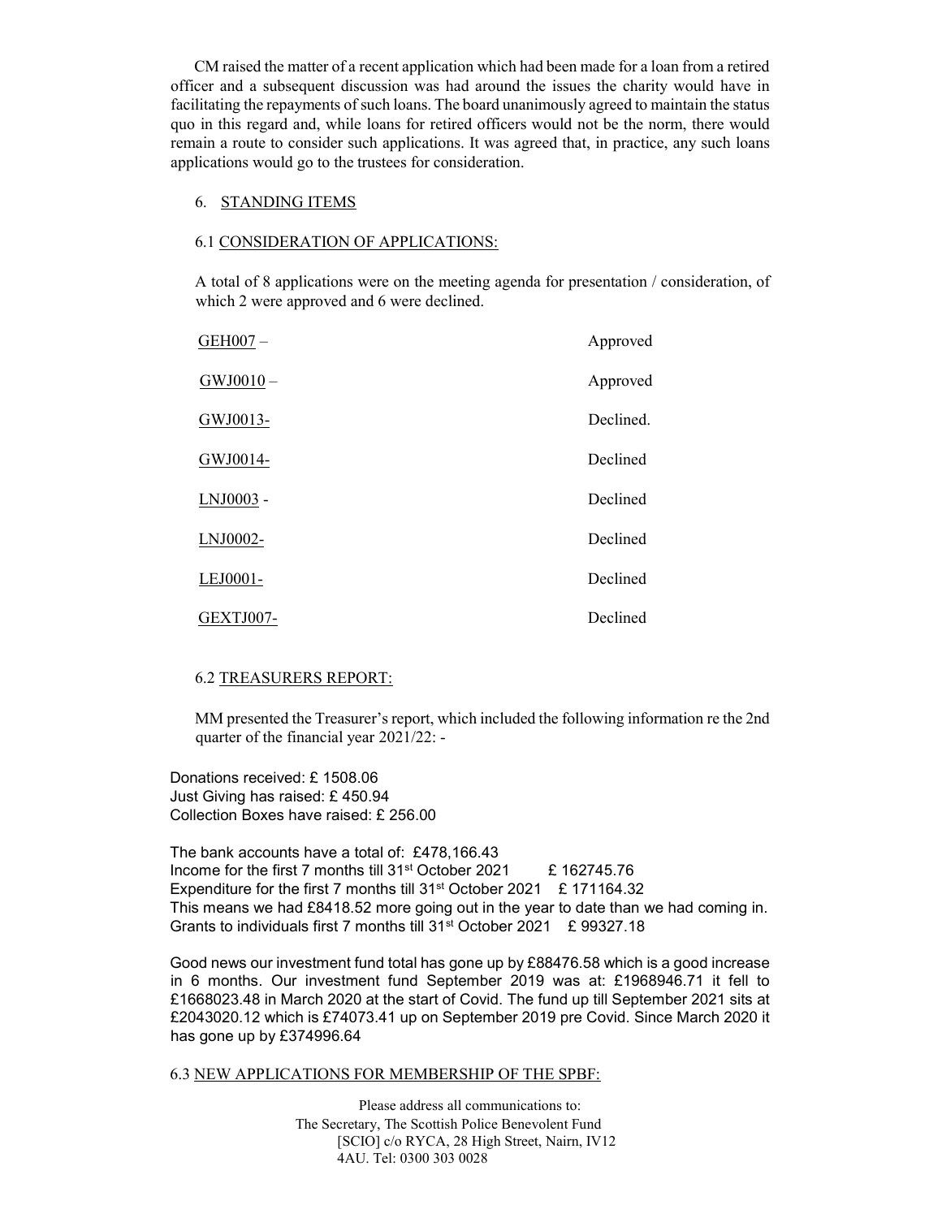CM raised the matter of a recent application which had been made for a loan from a retired officer and a subsequent discussion was had around the issues the charity would have in facilitating the repayments of such loans. The board unanimously agreed to maintain the status quo in this regard and, while loans for retired officers would not be the norm, there would remain a route to consider such applications. It was agreed that, in practice, any such loans applications would go to the trustees for consideration.

## 6. STANDING ITEMS

### 6.1 CONSIDERATION OF APPLICATIONS:

A total of 8 applications were on the meeting agenda for presentation / consideration, of which 2 were approved and 6 were declined.

| | |
|---|---|
| GEH007 – | Approved |
| GWJ0010 – | Approved |
| GWJ0013- | Declined. |
| GWJ0014- | Declined |
| LNJ0003 - | Declined |
| LNJ0002- | Declined |
| LEJ0001- | Declined |
| GEXTJ007- | Declined |

### 6.2 TREASURERS REPORT:

MM presented the Treasurer's report, which included the following information re the 2nd quarter of the financial year 2021/22: -

Donations received: £ 1508.06
Just Giving has raised: £ 450.94
Collection Boxes have raised: £ 256.00

The bank accounts have a total of: £478,166.43
Income for the first 7 months till 31st October 2021 £ 162745.76
Expenditure for the first 7 months till 31st October 2021 £ 171164.32
This means we had £8418.52 more going out in the year to date than we had coming in.
Grants to individuals first 7 months till 31st October 2021 £ 99327.18

Good news our investment fund total has gone up by £88476.58 which is a good increase in 6 months. Our investment fund September 2019 was at: £1968946.71 it fell to £1668023.48 in March 2020 at the start of Covid. The fund up till September 2021 sits at £2043020.12 which is £74073.41 up on September 2019 pre Covid. Since March 2020 it has gone up by £374996.64

### 6.3 NEW APPLICATIONS FOR MEMBERSHIP OF THE SPBF:

Please address all communications to:
The Secretary, The Scottish Police Benevolent Fund
[SCIO] c/o RYCA, 28 High Street, Nairn, IV12 4AU. Tel: 0300 303 0028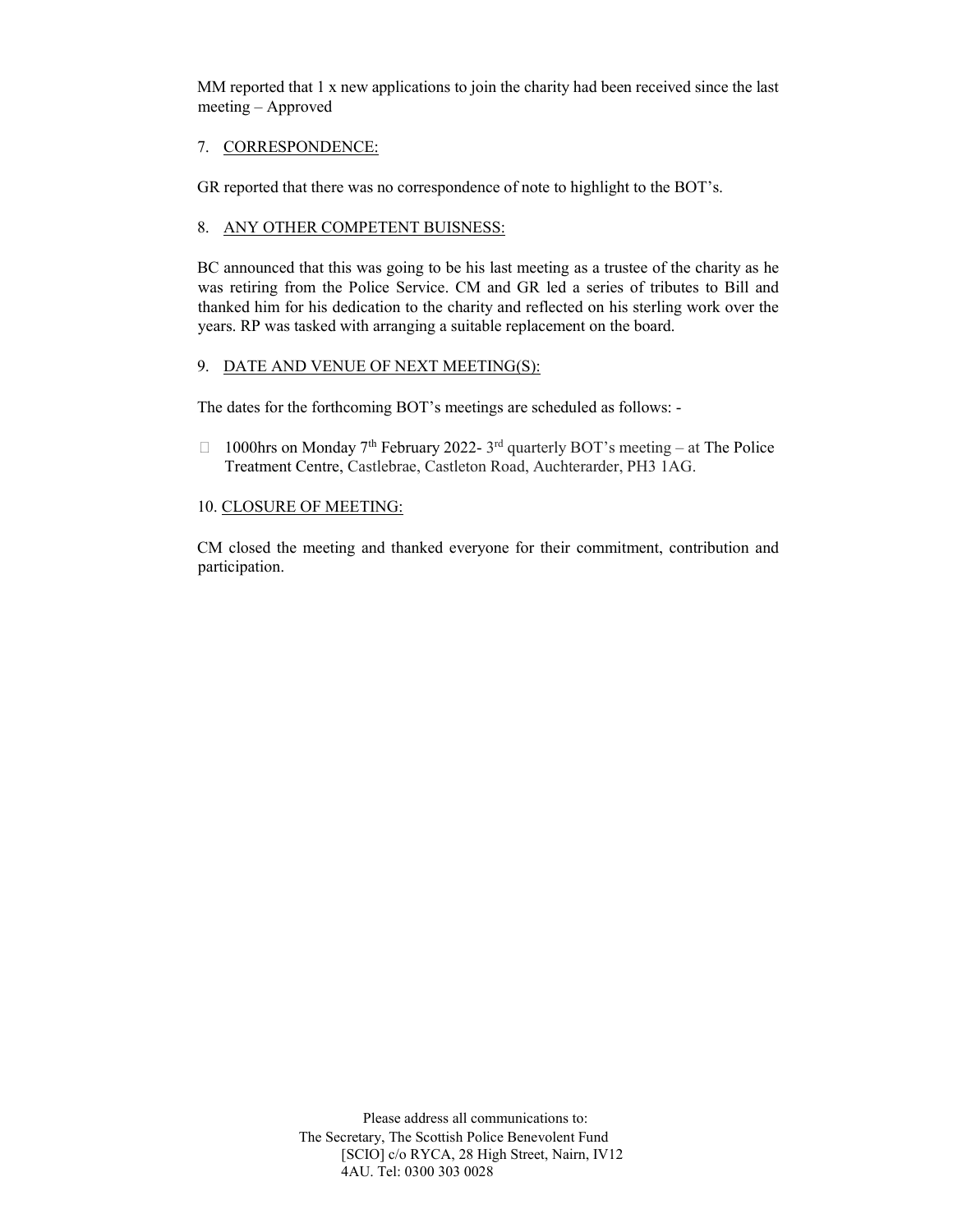MM reported that 1 x new applications to join the charity had been received since the last meeting – Approved

7. CORRESPONDENCE:

GR reported that there was no correspondence of note to highlight to the BOT's.

8. ANY OTHER COMPETENT BUISNESS:

BC announced that this was going to be his last meeting as a trustee of the charity as he was retiring from the Police Service. CM and GR led a series of tributes to Bill and thanked him for his dedication to the charity and reflected on his sterling work over the years. RP was tasked with arranging a suitable replacement on the board.

9. DATE AND VENUE OF NEXT MEETING(S):

The dates for the forthcoming BOT's meetings are scheduled as follows: -

- 1000hrs on Monday 7th February 2022- 3rd quarterly BOT's meeting – at The Police Treatment Centre, Castlebrae, Castleton Road, Auchterarder, PH3 1AG.

10. CLOSURE OF MEETING:

CM closed the meeting and thanked everyone for their commitment, contribution and participation.

Please address all communications to:
The Secretary, The Scottish Police Benevolent Fund [SCIO] c/o RYCA, 28 High Street, Nairn, IV12 4AU. Tel: 0300 303 0028